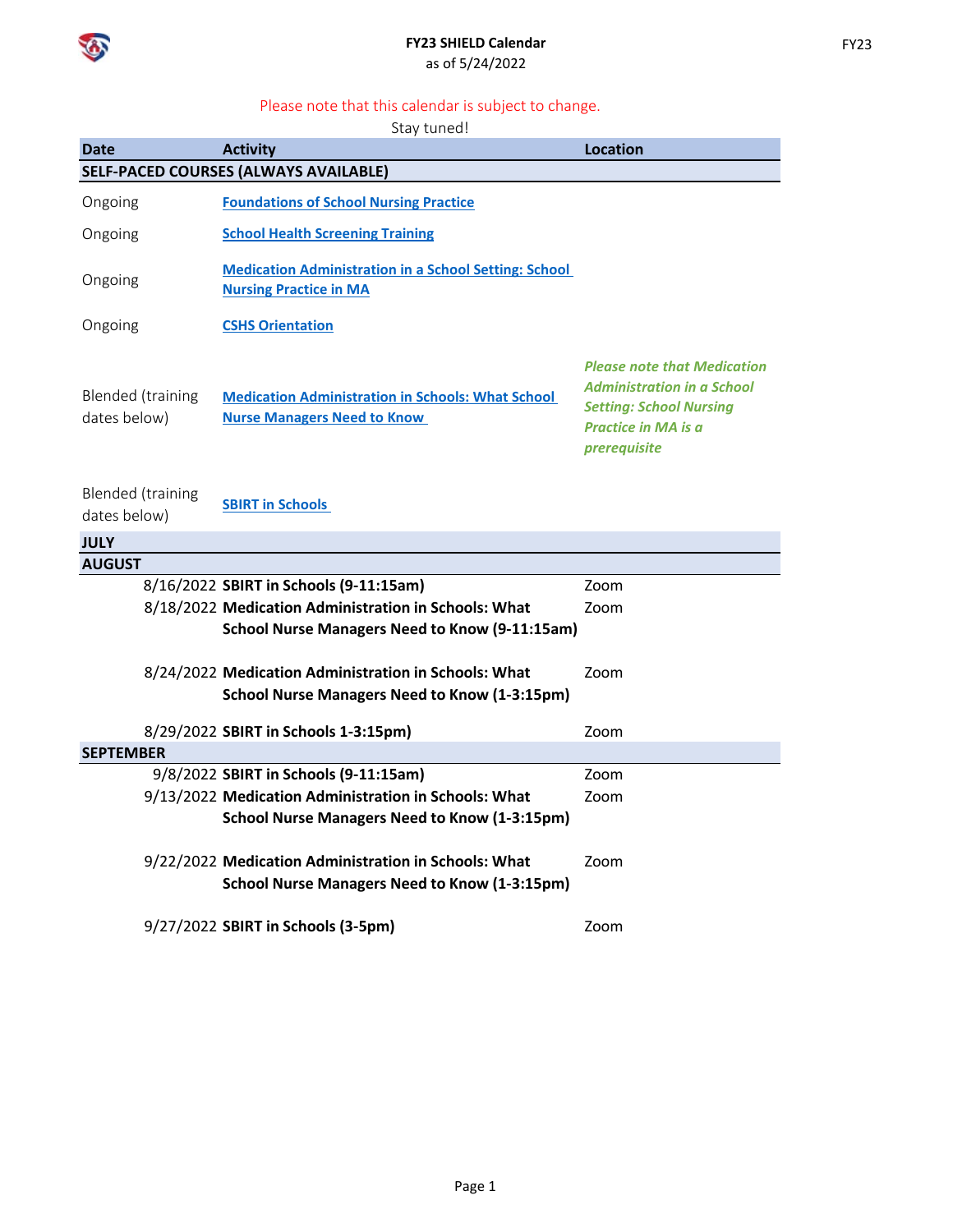**FY23 SHIELD Calendar**
as of 5/24/2022

FY23

Please note that this calendar is subject to change.
Stay tuned!

| Date | Activity | Location |
|---|---|---|
| **SELF-PACED COURSES (ALWAYS AVAILABLE)** | | |
| Ongoing | **Foundations of School Nursing Practice** | |
| Ongoing | **School Health Screening Training** | |
| Ongoing | **Medication Administration in a School Setting: School Nursing Practice in MA** | |
| Ongoing | **CSHS Orientation** | |
| Blended (training dates below) | **Medication Administration in Schools: What School Nurse Managers Need to Know** | ***Please note that Medication Administration in a School Setting: School Nursing Practice in MA is a prerequisite*** |
| Blended (training dates below) | **SBIRT in Schools** | |
| **JULY** | | |
| **AUGUST** | | |
| 8/16/2022 | **SBIRT in Schools (9-11:15am)** | Zoom |
| 8/18/2022 | **Medication Administration in Schools: What School Nurse Managers Need to Know (9-11:15am)** | Zoom |
| 8/24/2022 | **Medication Administration in Schools: What School Nurse Managers Need to Know (1-3:15pm)** | Zoom |
| 8/29/2022 | **SBIRT in Schools 1-3:15pm)** | Zoom |
| **SEPTEMBER** | | |
| 9/8/2022 | **SBIRT in Schools (9-11:15am)** | Zoom |
| 9/13/2022 | **Medication Administration in Schools: What School Nurse Managers Need to Know (1-3:15pm)** | Zoom |
| 9/22/2022 | **Medication Administration in Schools: What School Nurse Managers Need to Know (1-3:15pm)** | Zoom |
| 9/27/2022 | **SBIRT in Schools (3-5pm)** | Zoom |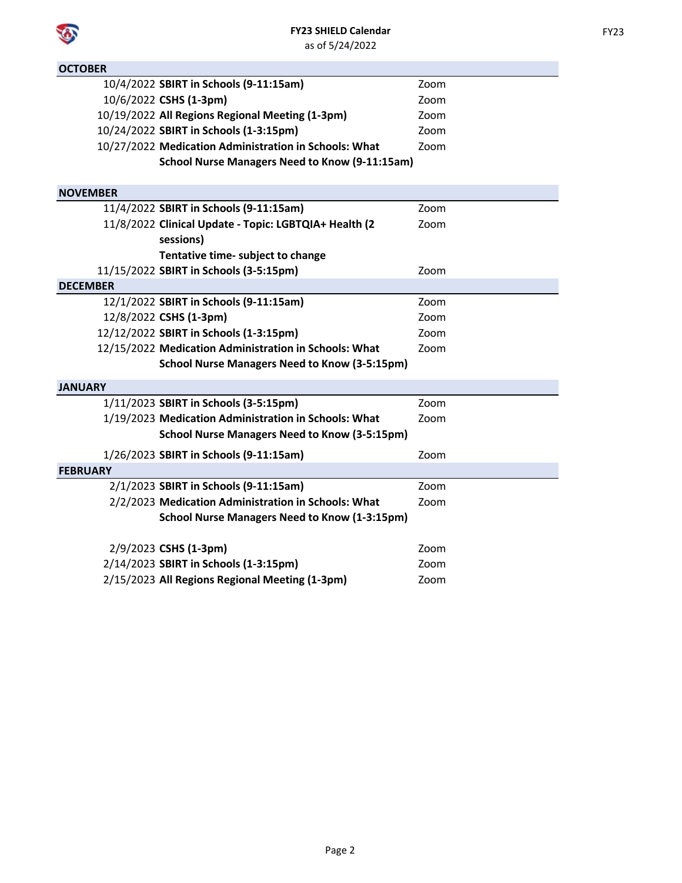**FY23 SHIELD Calendar**
as of 5/24/2022

| OCTOBER | | |
|---|---|---|
| 10/4/2022 | **SBIRT in Schools (9-11:15am)** | Zoom |
| 10/6/2022 | **CSHS (1-3pm)** | Zoom |
| 10/19/2022 | **All Regions Regional Meeting (1-3pm)** | Zoom |
| 10/24/2022 | **SBIRT in Schools (1-3:15pm)** | Zoom |
| 10/27/2022 | **Medication Administration in Schools: What School Nurse Managers Need to Know (9-11:15am)** | Zoom |
| **NOVEMBER** | | |
| 11/4/2022 | **SBIRT in Schools (9-11:15am)** | Zoom |
| 11/8/2022 | **Clinical Update - Topic: LGBTQIA+ Health (2 sessions) Tentative time- subject to change** | Zoom |
| 11/15/2022 | **SBIRT in Schools (3-5:15pm)** | Zoom |
| **DECEMBER** | | |
| 12/1/2022 | **SBIRT in Schools (9-11:15am)** | Zoom |
| 12/8/2022 | **CSHS (1-3pm)** | Zoom |
| 12/12/2022 | **SBIRT in Schools (1-3:15pm)** | Zoom |
| 12/15/2022 | **Medication Administration in Schools: What School Nurse Managers Need to Know (3-5:15pm)** | Zoom |
| **JANUARY** | | |
| 1/11/2023 | **SBIRT in Schools (3-5:15pm)** | Zoom |
| 1/19/2023 | **Medication Administration in Schools: What School Nurse Managers Need to Know (3-5:15pm)** | Zoom |
| 1/26/2023 | **SBIRT in Schools (9-11:15am)** | Zoom |
| **FEBRUARY** | | |
| 2/1/2023 | **SBIRT in Schools (9-11:15am)** | Zoom |
| 2/2/2023 | **Medication Administration in Schools: What School Nurse Managers Need to Know (1-3:15pm)** | Zoom |
| 2/9/2023 | **CSHS (1-3pm)** | Zoom |
| 2/14/2023 | **SBIRT in Schools (1-3:15pm)** | Zoom |
| 2/15/2023 | **All Regions Regional Meeting (1-3pm)** | Zoom |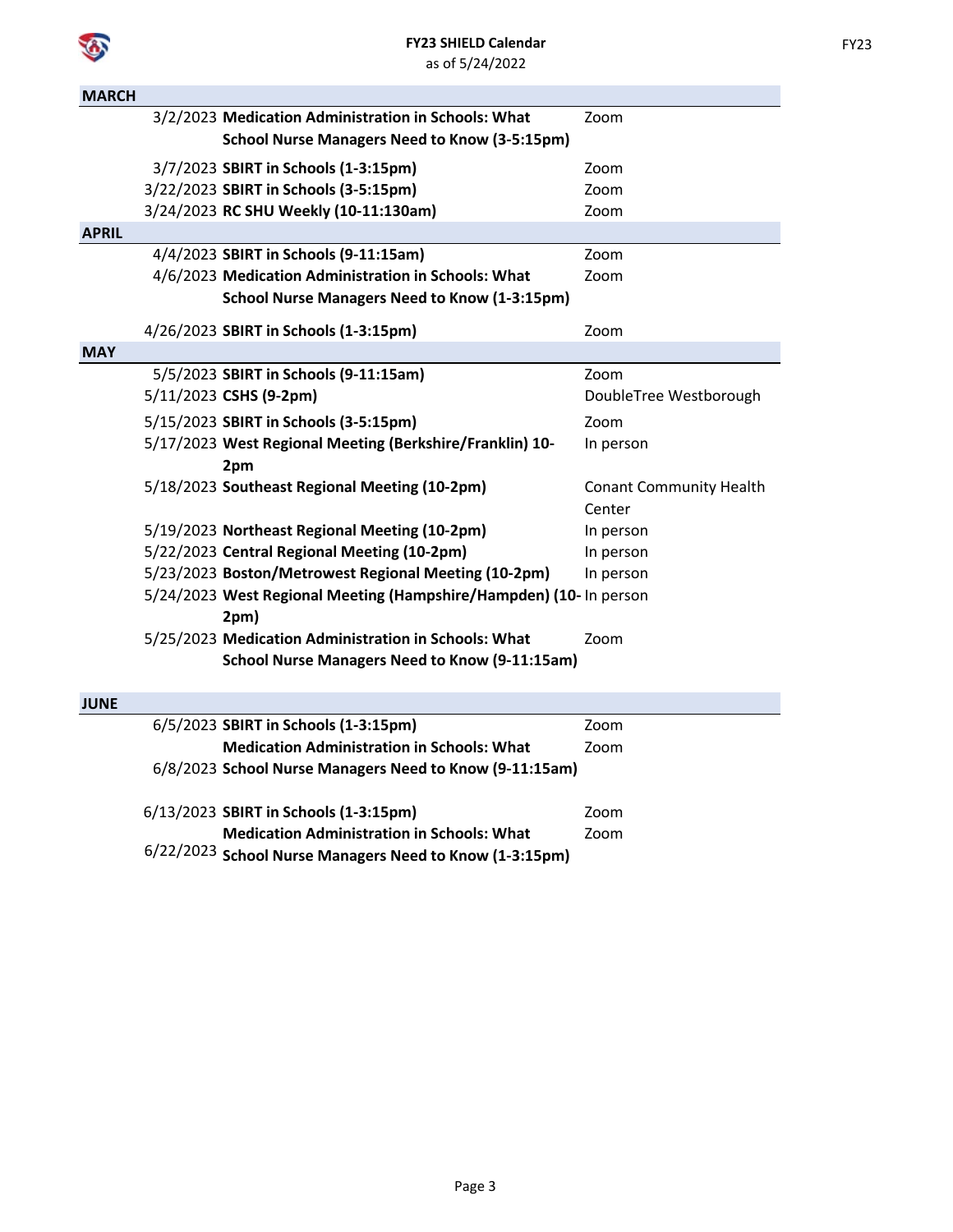**FY23 SHIELD Calendar**
as of 5/24/2022

FY23

| | | |
|---|---|---|
| **MARCH** | | |
| 3/2/2023 | **Medication Administration in Schools: What School Nurse Managers Need to Know (3-5:15pm)** | Zoom |
| 3/7/2023 | **SBIRT in Schools (1-3:15pm)** | Zoom |
| 3/22/2023 | **SBIRT in Schools (3-5:15pm)** | Zoom |
| 3/24/2023 | **RC SHU Weekly (10-11:130am)** | Zoom |
| **APRIL** | | |
| 4/4/2023 | **SBIRT in Schools (9-11:15am)** | Zoom |
| 4/6/2023 | **Medication Administration in Schools: What School Nurse Managers Need to Know (1-3:15pm)** | Zoom |
| 4/26/2023 | **SBIRT in Schools (1-3:15pm)** | Zoom |
| **MAY** | | |
| 5/5/2023 | **SBIRT in Schools (9-11:15am)** | Zoom |
| 5/11/2023 | **CSHS (9-2pm)** | DoubleTree Westborough |
| 5/15/2023 | **SBIRT in Schools (3-5:15pm)** | Zoom |
| 5/17/2023 | **West Regional Meeting (Berkshire/Franklin) 10-2pm** | In person |
| 5/18/2023 | **Southeast Regional Meeting (10-2pm)** | Conant Community Health Center |
| 5/19/2023 | **Northeast Regional Meeting (10-2pm)** | In person |
| 5/22/2023 | **Central Regional Meeting (10-2pm)** | In person |
| 5/23/2023 | **Boston/Metrowest Regional Meeting (10-2pm)** | In person |
| 5/24/2023 | **West Regional Meeting (Hampshire/Hampden) (10-2pm)** | In person |
| 5/25/2023 | **Medication Administration in Schools: What School Nurse Managers Need to Know (9-11:15am)** | Zoom |
| **JUNE** | | |
| 6/5/2023 | **SBIRT in Schools (1-3:15pm)** | Zoom |
| 6/8/2023 | **Medication Administration in Schools: What School Nurse Managers Need to Know (9-11:15am)** | Zoom |
| 6/13/2023 | **SBIRT in Schools (1-3:15pm)** | Zoom |
| 6/22/2023 | **Medication Administration in Schools: What School Nurse Managers Need to Know (1-3:15pm)** | Zoom |